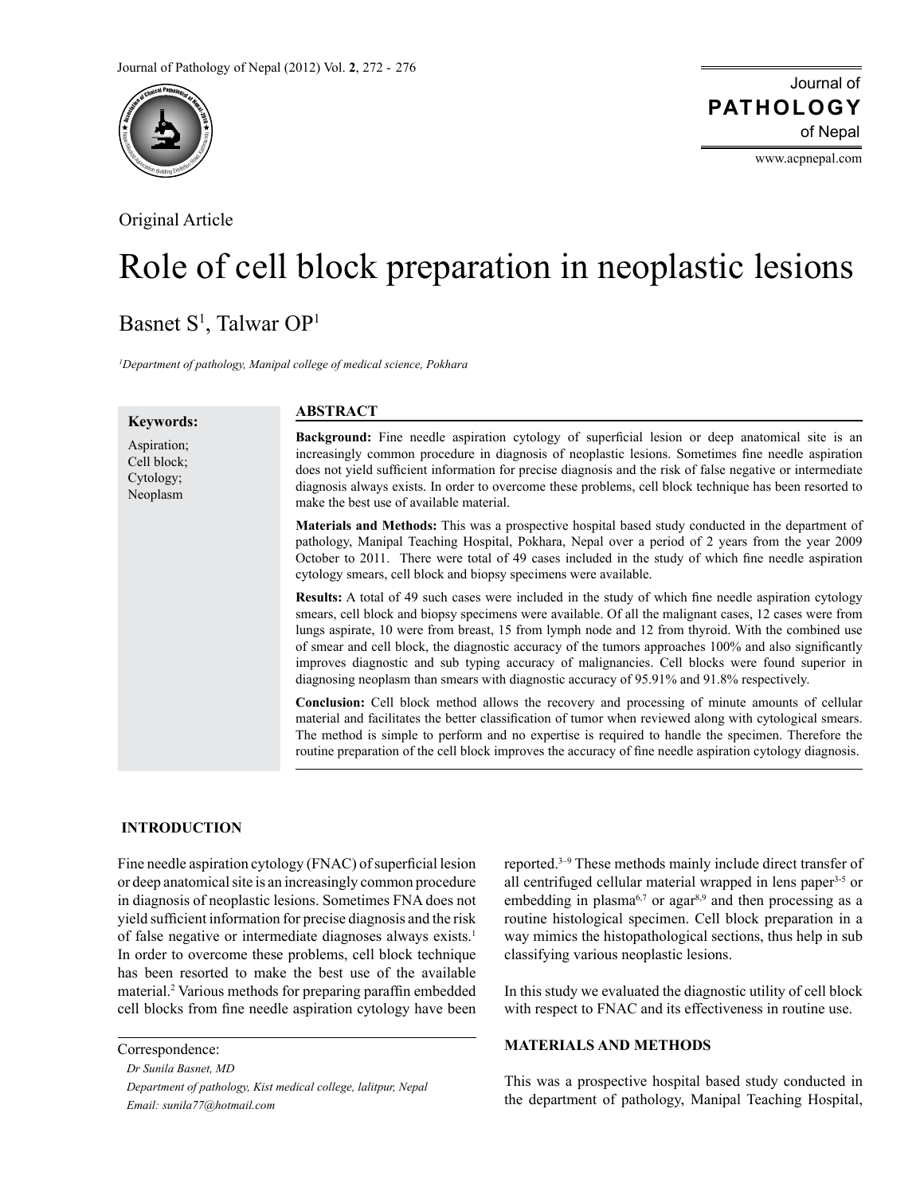Original Article

# Role of cell block preparation in neoplastic lesions

Basnet S[1], Talwar OP[1]

[1]*Department of pathology, Manipal college of medical science, Pokhara*

**Keywords:**

Aspiration;
Cell block;
Cytology;
Neoplasm

## ABSTRACT

**Background:** Fine needle aspiration cytology of superficial lesion or deep anatomical site is an increasingly common procedure in diagnosis of neoplastic lesions. Sometimes fine needle aspiration does not yield sufficient information for precise diagnosis and the risk of false negative or intermediate diagnosis always exists. In order to overcome these problems, cell block technique has been resorted to make the best use of available material.

**Materials and Methods:** This was a prospective hospital based study conducted in the department of pathology, Manipal Teaching Hospital, Pokhara, Nepal over a period of 2 years from the year 2009 October to 2011. There were total of 49 cases included in the study of which fine needle aspiration cytology smears, cell block and biopsy specimens were available.

**Results:** A total of 49 such cases were included in the study of which fine needle aspiration cytology smears, cell block and biopsy specimens were available. Of all the malignant cases, 12 cases were from lungs aspirate, 10 were from breast, 15 from lymph node and 12 from thyroid. With the combined use of smear and cell block, the diagnostic accuracy of the tumors approaches 100% and also significantly improves diagnostic and sub typing accuracy of malignancies. Cell blocks were found superior in diagnosing neoplasm than smears with diagnostic accuracy of 95.91% and 91.8% respectively.

**Conclusion:** Cell block method allows the recovery and processing of minute amounts of cellular material and facilitates the better classification of tumor when reviewed along with cytological smears. The method is simple to perform and no expertise is required to handle the specimen. Therefore the routine preparation of the cell block improves the accuracy of fine needle aspiration cytology diagnosis.

## INTRODUCTION

Fine needle aspiration cytology (FNAC) of superficial lesion or deep anatomical site is an increasingly common procedure in diagnosis of neoplastic lesions. Sometimes FNA does not yield sufficient information for precise diagnosis and the risk of false negative or intermediate diagnoses always exists.[1] In order to overcome these problems, cell block technique has been resorted to make the best use of the available material.[2] Various methods for preparing paraffin embedded cell blocks from fine needle aspiration cytology have been reported.[3–9] These methods mainly include direct transfer of all centrifuged cellular material wrapped in lens paper[3-5] or embedding in plasma[6,7] or agar[8,9] and then processing as a routine histological specimen. Cell block preparation in a way mimics the histopathological sections, thus help in sub classifying various neoplastic lesions.

In this study we evaluated the diagnostic utility of cell block with respect to FNAC and its effectiveness in routine use.

## MATERIALS AND METHODS

This was a prospective hospital based study conducted in the department of pathology, Manipal Teaching Hospital,

Correspondence:

*Dr Sunila Basnet, MD*

*Department of pathology, Kist medical college, lalitpur, Nepal*

*Email: sunila77@hotmail.com*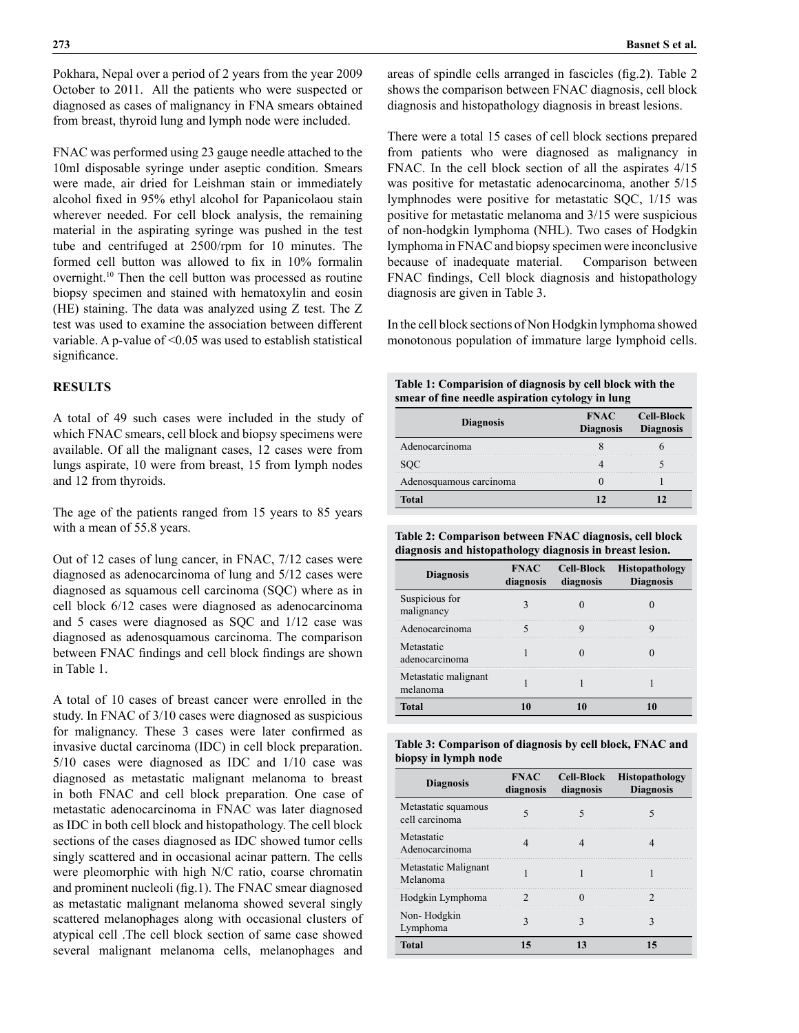Pokhara, Nepal over a period of 2 years from the year 2009 October to 2011. All the patients who were suspected or diagnosed as cases of malignancy in FNA smears obtained from breast, thyroid lung and lymph node were included.

FNAC was performed using 23 gauge needle attached to the 10ml disposable syringe under aseptic condition. Smears were made, air dried for Leishman stain or immediately alcohol fixed in 95% ethyl alcohol for Papanicolaou stain wherever needed. For cell block analysis, the remaining material in the aspirating syringe was pushed in the test tube and centrifuged at 2500/rpm for 10 minutes. The formed cell button was allowed to fix in 10% formalin overnight.[10] Then the cell button was processed as routine biopsy specimen and stained with hematoxylin and eosin (HE) staining. The data was analyzed using Z test. The Z test was used to examine the association between different variable. A p-value of <0.05 was used to establish statistical significance.

## RESULTS

A total of 49 such cases were included in the study of which FNAC smears, cell block and biopsy specimens were available. Of all the malignant cases, 12 cases were from lungs aspirate, 10 were from breast, 15 from lymph nodes and 12 from thyroids.

The age of the patients ranged from 15 years to 85 years with a mean of 55.8 years.

Out of 12 cases of lung cancer, in FNAC, 7/12 cases were diagnosed as adenocarcinoma of lung and 5/12 cases were diagnosed as squamous cell carcinoma (SQC) where as in cell block 6/12 cases were diagnosed as adenocarcinoma and 5 cases were diagnosed as SQC and 1/12 case was diagnosed as adenosquamous carcinoma. The comparison between FNAC findings and cell block findings are shown in Table 1.

A total of 10 cases of breast cancer were enrolled in the study. In FNAC of 3/10 cases were diagnosed as suspicious for malignancy. These 3 cases were later confirmed as invasive ductal carcinoma (IDC) in cell block preparation. 5/10 cases were diagnosed as IDC and 1/10 case was diagnosed as metastatic malignant melanoma to breast in both FNAC and cell block preparation. One case of metastatic adenocarcinoma in FNAC was later diagnosed as IDC in both cell block and histopathology. The cell block sections of the cases diagnosed as IDC showed tumor cells singly scattered and in occasional acinar pattern. The cells were pleomorphic with high N/C ratio, coarse chromatin and prominent nucleoli (fig.1). The FNAC smear diagnosed as metastatic malignant melanoma showed several singly scattered melanophages along with occasional clusters of atypical cell .The cell block section of same case showed several malignant melanoma cells, melanophages and areas of spindle cells arranged in fascicles (fig.2). Table 2 shows the comparison between FNAC diagnosis, cell block diagnosis and histopathology diagnosis in breast lesions.

There were a total 15 cases of cell block sections prepared from patients who were diagnosed as malignancy in FNAC. In the cell block section of all the aspirates 4/15 was positive for metastatic adenocarcinoma, another 5/15 lymphnodes were positive for metastatic SQC, 1/15 was positive for metastatic melanoma and 3/15 were suspicious of non-hodgkin lymphoma (NHL). Two cases of Hodgkin lymphoma in FNAC and biopsy specimen were inconclusive because of inadequate material. Comparison between FNAC findings, Cell block diagnosis and histopathology diagnosis are given in Table 3.

In the cell block sections of Non Hodgkin lymphoma showed monotonous population of immature large lymphoid cells.

**Table 1: Comparision of diagnosis by cell block with the smear of fine needle aspiration cytology in lung**

| Diagnosis | FNAC Diagnosis | Cell-Block Diagnosis |
|---|---|---|
| Adenocarcinoma | 8 | 6 |
| SQC | 4 | 5 |
| Adenosquamous carcinoma | 0 | 1 |
| **Total** | **12** | **12** |

**Table 2: Comparison between FNAC diagnosis, cell block diagnosis and histopathology diagnosis in breast lesion.**

| Diagnosis | FNAC diagnosis | Cell-Block diagnosis | Histopathology Diagnosis |
|---|---|---|---|
| Suspicious for malignancy | 3 | 0 | 0 |
| Adenocarcinoma | 5 | 9 | 9 |
| Metastatic adenocarcinoma | 1 | 0 | 0 |
| Metastatic malignant melanoma | 1 | 1 | 1 |
| **Total** | **10** | **10** | **10** |

**Table 3: Comparison of diagnosis by cell block, FNAC and biopsy in lymph node**

| Diagnosis | FNAC diagnosis | Cell-Block diagnosis | Histopathology Diagnosis |
|---|---|---|---|
| Metastatic squamous cell carcinoma | 5 | 5 | 5 |
| Metastatic Adenocarcinoma | 4 | 4 | 4 |
| Metastatic Malignant Melanoma | 1 | 1 | 1 |
| Hodgkin Lymphoma | 2 | 0 | 2 |
| Non- Hodgkin Lymphoma | 3 | 3 | 3 |
| **Total** | **15** | **13** | **15** |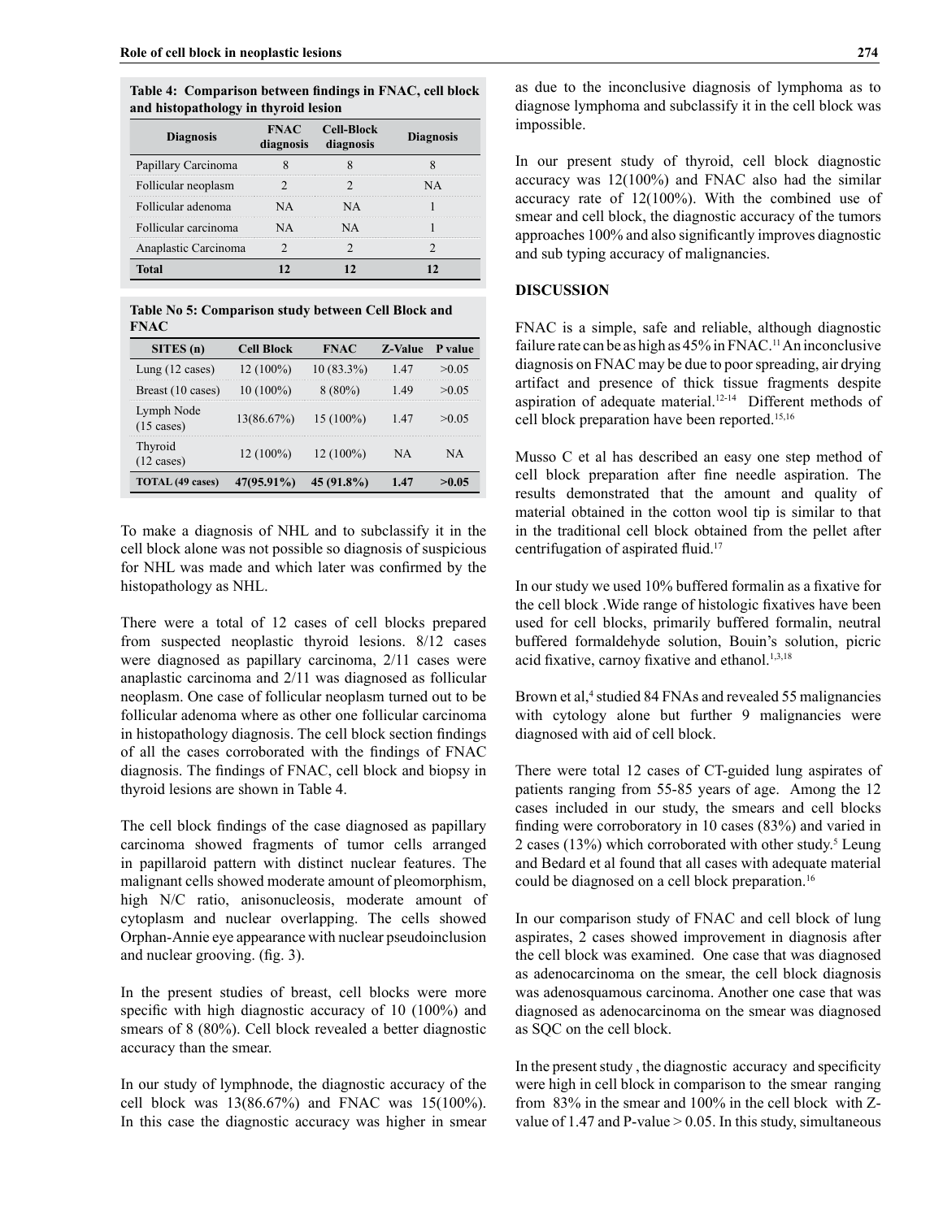**Table 4: Comparison between findings in FNAC, cell block and histopathology in thyroid lesion**

| Diagnosis | FNAC diagnosis | Cell-Block diagnosis | Diagnosis |
|---|---|---|---|
| Papillary Carcinoma | 8 | 8 | 8 |
| Follicular neoplasm | 2 | 2 | NA |
| Follicular adenoma | NA | NA | 1 |
| Follicular carcinoma | NA | NA | 1 |
| Anaplastic Carcinoma | 2 | 2 | 2 |
| **Total** | **12** | **12** | **12** |

**Table No 5: Comparison study between Cell Block and FNAC**

| SITES (n) | Cell Block | FNAC | Z-Value | P value |
|---|---|---|---|---|
| Lung (12 cases) | 12 (100%) | 10 (83.3%) | 1.47 | >0.05 |
| Breast (10 cases) | 10 (100%) | 8 (80%) | 1.49 | >0.05 |
| Lymph Node (15 cases) | 13(86.67%) | 15 (100%) | 1.47 | >0.05 |
| Thyroid (12 cases) | 12 (100%) | 12 (100%) | NA | NA |
| **TOTAL (49 cases)** | **47(95.91%)** | **45 (91.8%)** | **1.47** | **>0.05** |

To make a diagnosis of NHL and to subclassify it in the cell block alone was not possible so diagnosis of suspicious for NHL was made and which later was confirmed by the histopathology as NHL.

There were a total of 12 cases of cell blocks prepared from suspected neoplastic thyroid lesions. 8/12 cases were diagnosed as papillary carcinoma, 2/11 cases were anaplastic carcinoma and 2/11 was diagnosed as follicular neoplasm. One case of follicular neoplasm turned out to be follicular adenoma where as other one follicular carcinoma in histopathology diagnosis. The cell block section findings of all the cases corroborated with the findings of FNAC diagnosis. The findings of FNAC, cell block and biopsy in thyroid lesions are shown in Table 4.

The cell block findings of the case diagnosed as papillary carcinoma showed fragments of tumor cells arranged in papillaroid pattern with distinct nuclear features. The malignant cells showed moderate amount of pleomorphism, high N/C ratio, anisonucleosis, moderate amount of cytoplasm and nuclear overlapping. The cells showed Orphan-Annie eye appearance with nuclear pseudoinclusion and nuclear grooving. (fig. 3).

In the present studies of breast, cell blocks were more specific with high diagnostic accuracy of 10 (100%) and smears of 8 (80%). Cell block revealed a better diagnostic accuracy than the smear.

In our study of lymphnode, the diagnostic accuracy of the cell block was 13(86.67%) and FNAC was 15(100%). In this case the diagnostic accuracy was higher in smear as due to the inconclusive diagnosis of lymphoma as to diagnose lymphoma and subclassify it in the cell block was impossible.

In our present study of thyroid, cell block diagnostic accuracy was 12(100%) and FNAC also had the similar accuracy rate of 12(100%). With the combined use of smear and cell block, the diagnostic accuracy of the tumors approaches 100% and also significantly improves diagnostic and sub typing accuracy of malignancies.

## DISCUSSION

FNAC is a simple, safe and reliable, although diagnostic failure rate can be as high as 45% in FNAC.[11] An inconclusive diagnosis on FNAC may be due to poor spreading, air drying artifact and presence of thick tissue fragments despite aspiration of adequate material.[12-14] Different methods of cell block preparation have been reported.[15,16]

Musso C et al has described an easy one step method of cell block preparation after fine needle aspiration. The results demonstrated that the amount and quality of material obtained in the cotton wool tip is similar to that in the traditional cell block obtained from the pellet after centrifugation of aspirated fluid.[17]

In our study we used 10% buffered formalin as a fixative for the cell block .Wide range of histologic fixatives have been used for cell blocks, primarily buffered formalin, neutral buffered formaldehyde solution, Bouin's solution, picric acid fixative, carnoy fixative and ethanol.[1,3,18]

Brown et al,[4] studied 84 FNAs and revealed 55 malignancies with cytology alone but further 9 malignancies were diagnosed with aid of cell block.

There were total 12 cases of CT-guided lung aspirates of patients ranging from 55-85 years of age. Among the 12 cases included in our study, the smears and cell blocks finding were corroboratory in 10 cases (83%) and varied in 2 cases (13%) which corroborated with other study.[5] Leung and Bedard et al found that all cases with adequate material could be diagnosed on a cell block preparation.[16]

In our comparison study of FNAC and cell block of lung aspirates, 2 cases showed improvement in diagnosis after the cell block was examined. One case that was diagnosed as adenocarcinoma on the smear, the cell block diagnosis was adenosquamous carcinoma. Another one case that was diagnosed as adenocarcinoma on the smear was diagnosed as SQC on the cell block.

In the present study , the diagnostic accuracy and specificity were high in cell block in comparison to the smear ranging from 83% in the smear and 100% in the cell block with Z-value of 1.47 and P-value > 0.05. In this study, simultaneous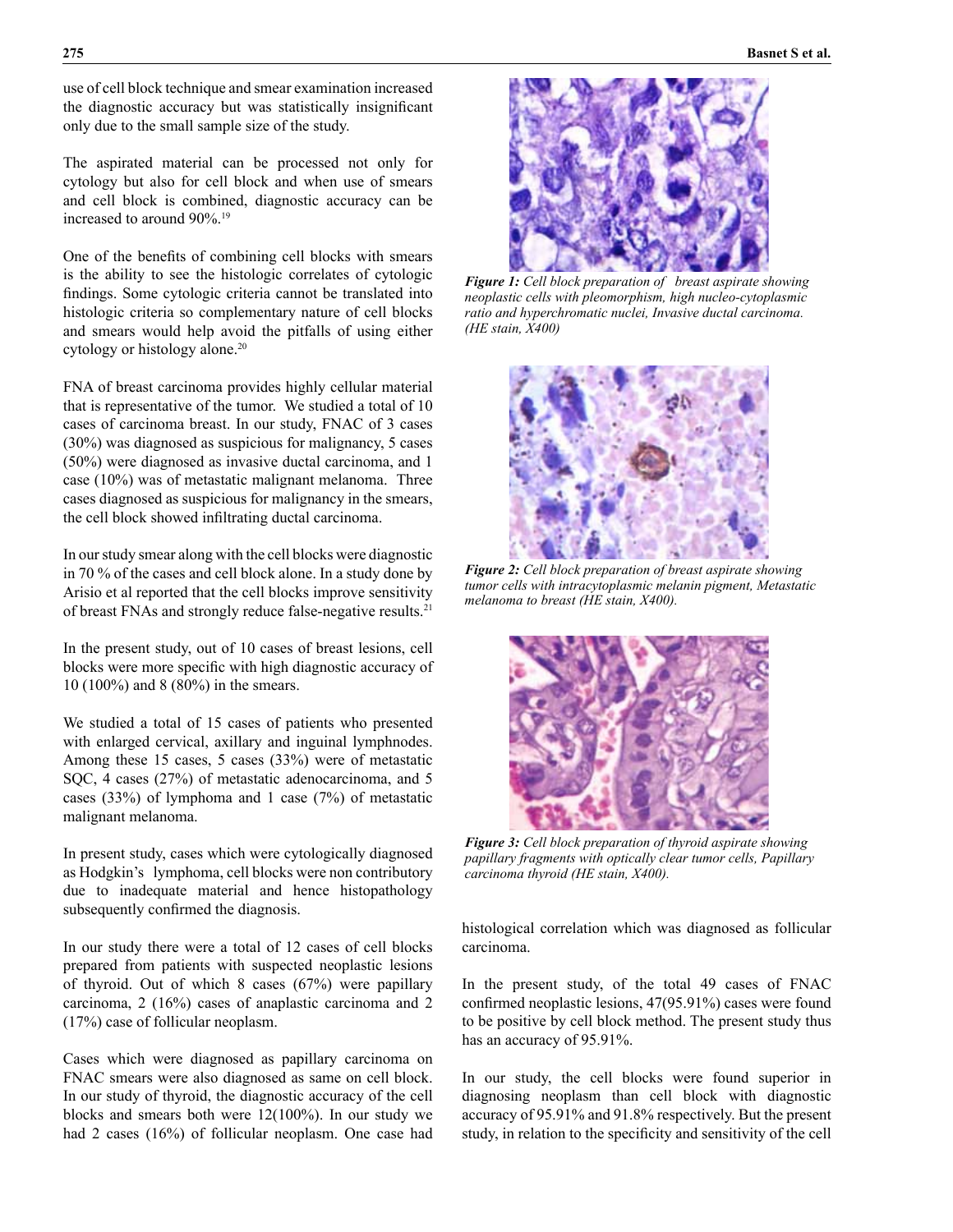use of cell block technique and smear examination increased the diagnostic accuracy but was statistically insignificant only due to the small sample size of the study.

The aspirated material can be processed not only for cytology but also for cell block and when use of smears and cell block is combined, diagnostic accuracy can be increased to around 90%.[19]

One of the benefits of combining cell blocks with smears is the ability to see the histologic correlates of cytologic findings. Some cytologic criteria cannot be translated into histologic criteria so complementary nature of cell blocks and smears would help avoid the pitfalls of using either cytology or histology alone.[20]

FNA of breast carcinoma provides highly cellular material that is representative of the tumor. We studied a total of 10 cases of carcinoma breast. In our study, FNAC of 3 cases (30%) was diagnosed as suspicious for malignancy, 5 cases (50%) were diagnosed as invasive ductal carcinoma, and 1 case (10%) was of metastatic malignant melanoma. Three cases diagnosed as suspicious for malignancy in the smears, the cell block showed infiltrating ductal carcinoma.

In our study smear along with the cell blocks were diagnostic in 70 % of the cases and cell block alone. In a study done by Arisio et al reported that the cell blocks improve sensitivity of breast FNAs and strongly reduce false-negative results.[21]

In the present study, out of 10 cases of breast lesions, cell blocks were more specific with high diagnostic accuracy of 10 (100%) and 8 (80%) in the smears.

We studied a total of 15 cases of patients who presented with enlarged cervical, axillary and inguinal lymphnodes. Among these 15 cases, 5 cases (33%) were of metastatic SQC, 4 cases (27%) of metastatic adenocarcinoma, and 5 cases (33%) of lymphoma and 1 case (7%) of metastatic malignant melanoma.

In present study, cases which were cytologically diagnosed as Hodgkin's lymphoma, cell blocks were non contributory due to inadequate material and hence histopathology subsequently confirmed the diagnosis.

In our study there were a total of 12 cases of cell blocks prepared from patients with suspected neoplastic lesions of thyroid. Out of which 8 cases (67%) were papillary carcinoma, 2 (16%) cases of anaplastic carcinoma and 2 (17%) case of follicular neoplasm.

Cases which were diagnosed as papillary carcinoma on FNAC smears were also diagnosed as same on cell block. In our study of thyroid, the diagnostic accuracy of the cell blocks and smears both were 12(100%). In our study we had 2 cases (16%) of follicular neoplasm. One case had histological correlation which was diagnosed as follicular carcinoma.

*Figure 1: Cell block preparation of breast aspirate showing neoplastic cells with pleomorphism, high nucleo-cytoplasmic ratio and hyperchromatic nuclei, Invasive ductal carcinoma. (HE stain, X400)*

*Figure 2: Cell block preparation of breast aspirate showing tumor cells with intracytoplasmic melanin pigment, Metastatic melanoma to breast (HE stain, X400).*

*Figure 3: Cell block preparation of thyroid aspirate showing papillary fragments with optically clear tumor cells, Papillary carcinoma thyroid (HE stain, X400).*

In the present study, of the total 49 cases of FNAC confirmed neoplastic lesions, 47(95.91%) cases were found to be positive by cell block method. The present study thus has an accuracy of 95.91%.

In our study, the cell blocks were found superior in diagnosing neoplasm than cell block with diagnostic accuracy of 95.91% and 91.8% respectively. But the present study, in relation to the specificity and sensitivity of the cell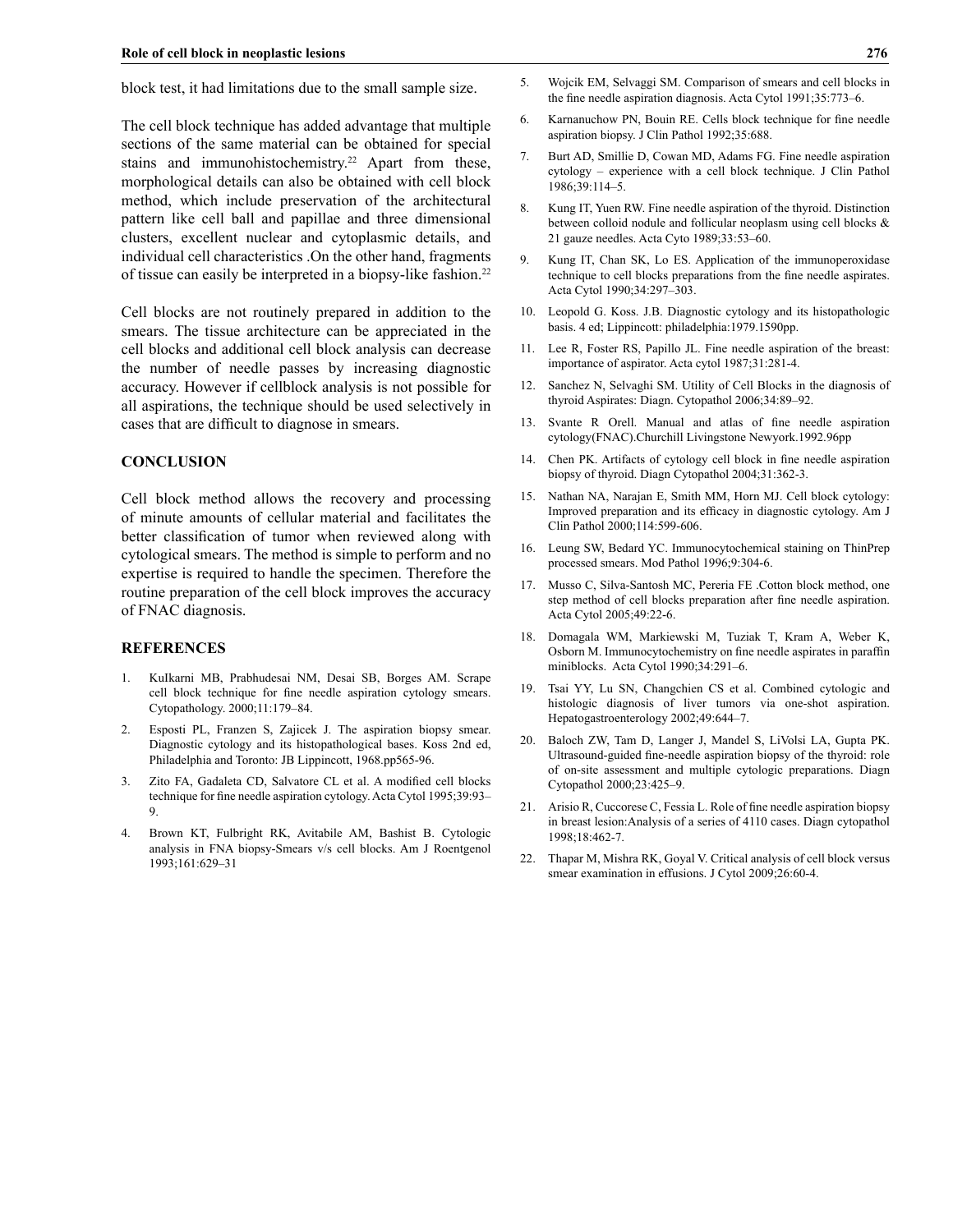block test, it had limitations due to the small sample size.

The cell block technique has added advantage that multiple sections of the same material can be obtained for special stains and immunohistochemistry.[22] Apart from these, morphological details can also be obtained with cell block method, which include preservation of the architectural pattern like cell ball and papillae and three dimensional clusters, excellent nuclear and cytoplasmic details, and individual cell characteristics .On the other hand, fragments of tissue can easily be interpreted in a biopsy-like fashion.[22]

Cell blocks are not routinely prepared in addition to the smears. The tissue architecture can be appreciated in the cell blocks and additional cell block analysis can decrease the number of needle passes by increasing diagnostic accuracy. However if cellblock analysis is not possible for all aspirations, the technique should be used selectively in cases that are difficult to diagnose in smears.

## CONCLUSION

Cell block method allows the recovery and processing of minute amounts of cellular material and facilitates the better classification of tumor when reviewed along with cytological smears. The method is simple to perform and no expertise is required to handle the specimen. Therefore the routine preparation of the cell block improves the accuracy of FNAC diagnosis.

## REFERENCES

1. KuIkarni MB, Prabhudesai NM, Desai SB, Borges AM. Scrape cell block technique for fine needle aspiration cytology smears. Cytopathology. 2000;11:179–84.
2. Esposti PL, Franzen S, Zajicek J. The aspiration biopsy smear. Diagnostic cytology and its histopathological bases. Koss 2nd ed, Philadelphia and Toronto: JB Lippincott, 1968.pp565-96.
3. Zito FA, Gadaleta CD, Salvatore CL et al. A modified cell blocks technique for fine needle aspiration cytology. Acta Cytol 1995;39:93–9.
4. Brown KT, Fulbright RK, Avitabile AM, Bashist B. Cytologic analysis in FNA biopsy-Smears v/s cell blocks. Am J Roentgenol 1993;161:629–31
5. Wojcik EM, Selvaggi SM. Comparison of smears and cell blocks in the fine needle aspiration diagnosis. Acta Cytol 1991;35:773–6.
6. Karnanuchow PN, Bouin RE. Cells block technique for fine needle aspiration biopsy. J Clin Pathol 1992;35:688.
7. Burt AD, Smillie D, Cowan MD, Adams FG. Fine needle aspiration cytology – experience with a cell block technique. J Clin Pathol 1986;39:114–5.
8. Kung IT, Yuen RW. Fine needle aspiration of the thyroid. Distinction between colloid nodule and follicular neoplasm using cell blocks & 21 gauze needles. Acta Cyto 1989;33:53–60.
9. Kung IT, Chan SK, Lo ES. Application of the immunoperoxidase technique to cell blocks preparations from the fine needle aspirates. Acta Cytol 1990;34:297–303.
10. Leopold G. Koss. J.B. Diagnostic cytology and its histopathologic basis. 4 ed; Lippincott: philadelphia:1979.1590pp.
11. Lee R, Foster RS, Papillo JL. Fine needle aspiration of the breast: importance of aspirator. Acta cytol 1987;31:281-4.
12. Sanchez N, Selvaghi SM. Utility of Cell Blocks in the diagnosis of thyroid Aspirates: Diagn. Cytopathol 2006;34:89–92.
13. Svante R Orell. Manual and atlas of fine needle aspiration cytology(FNAC).Churchill Livingstone Newyork.1992.96pp
14. Chen PK. Artifacts of cytology cell block in fine needle aspiration biopsy of thyroid. Diagn Cytopathol 2004;31:362-3.
15. Nathan NA, Narajan E, Smith MM, Horn MJ. Cell block cytology: Improved preparation and its efficacy in diagnostic cytology. Am J Clin Pathol 2000;114:599-606.
16. Leung SW, Bedard YC. Immunocytochemical staining on ThinPrep processed smears. Mod Pathol 1996;9:304-6.
17. Musso C, Silva-Santosh MC, Pereria FE .Cotton block method, one step method of cell blocks preparation after fine needle aspiration. Acta Cytol 2005;49:22-6.
18. Domagala WM, Markiewski M, Tuziak T, Kram A, Weber K, Osborn M. Immunocytochemistry on fine needle aspirates in paraffin miniblocks. Acta Cytol 1990;34:291–6.
19. Tsai YY, Lu SN, Changchien CS et al. Combined cytologic and histologic diagnosis of liver tumors via one-shot aspiration. Hepatogastroenterology 2002;49:644–7.
20. Baloch ZW, Tam D, Langer J, Mandel S, LiVolsi LA, Gupta PK. Ultrasound-guided fine-needle aspiration biopsy of the thyroid: role of on-site assessment and multiple cytologic preparations. Diagn Cytopathol 2000;23:425–9.
21. Arisio R, Cuccorese C, Fessia L. Role of fine needle aspiration biopsy in breast lesion:Analysis of a series of 4110 cases. Diagn cytopathol 1998;18:462-7.
22. Thapar M, Mishra RK, Goyal V. Critical analysis of cell block versus smear examination in effusions. J Cytol 2009;26:60-4.